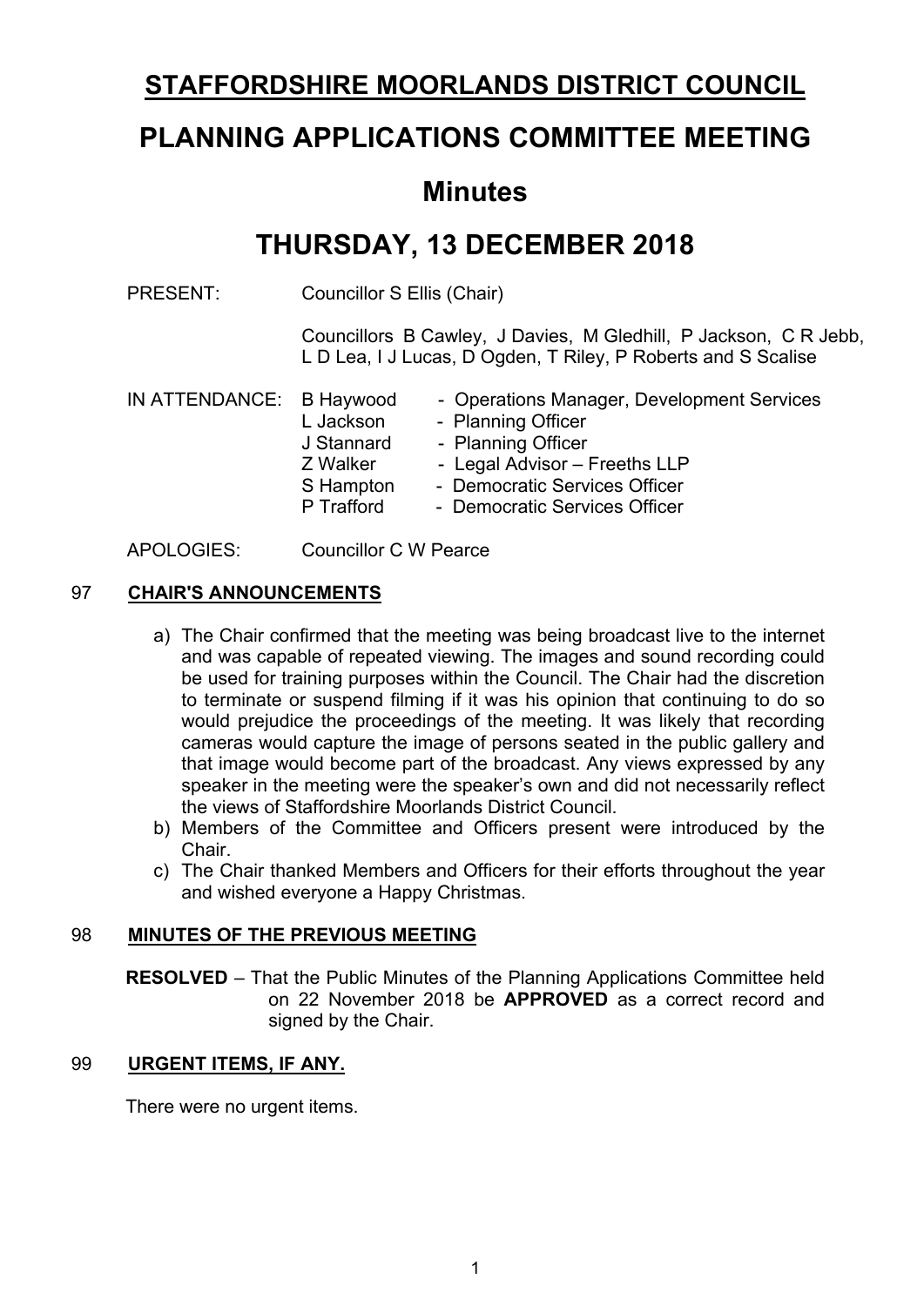# STAFFORDSHIRE MOORLANDS DISTRICT COUNCIL

# PLANNING APPLICATIONS COMMITTEE MEETING

## Minutes

# THURSDAY, 13 DECEMBER 2018

PRESENT: Councillor S Ellis (Chair)

Councillors B Cawley, J Davies, M Gledhill, P Jackson, C R Jebb, L D Lea, I J Lucas, D Ogden, T Riley, P Roberts and S Scalise

IN ATTENDANCE:

| | |
|---|---|
| B Haywood | - Operations Manager, Development Services |
| L Jackson | - Planning Officer |
| J Stannard | - Planning Officer |
| Z Walker | - Legal Advisor – Freeths LLP |
| S Hampton | - Democratic Services Officer |
| P Trafford | - Democratic Services Officer |

APOLOGIES: Councillor C W Pearce

## 97 CHAIR'S ANNOUNCEMENTS

a) The Chair confirmed that the meeting was being broadcast live to the internet and was capable of repeated viewing. The images and sound recording could be used for training purposes within the Council. The Chair had the discretion to terminate or suspend filming if it was his opinion that continuing to do so would prejudice the proceedings of the meeting. It was likely that recording cameras would capture the image of persons seated in the public gallery and that image would become part of the broadcast. Any views expressed by any speaker in the meeting were the speaker's own and did not necessarily reflect the views of Staffordshire Moorlands District Council.

b) Members of the Committee and Officers present were introduced by the Chair.

c) The Chair thanked Members and Officers for their efforts throughout the year and wished everyone a Happy Christmas.

## 98 MINUTES OF THE PREVIOUS MEETING

**RESOLVED** – That the Public Minutes of the Planning Applications Committee held on 22 November 2018 be **APPROVED** as a correct record and signed by the Chair.

## 99 URGENT ITEMS, IF ANY.

There were no urgent items.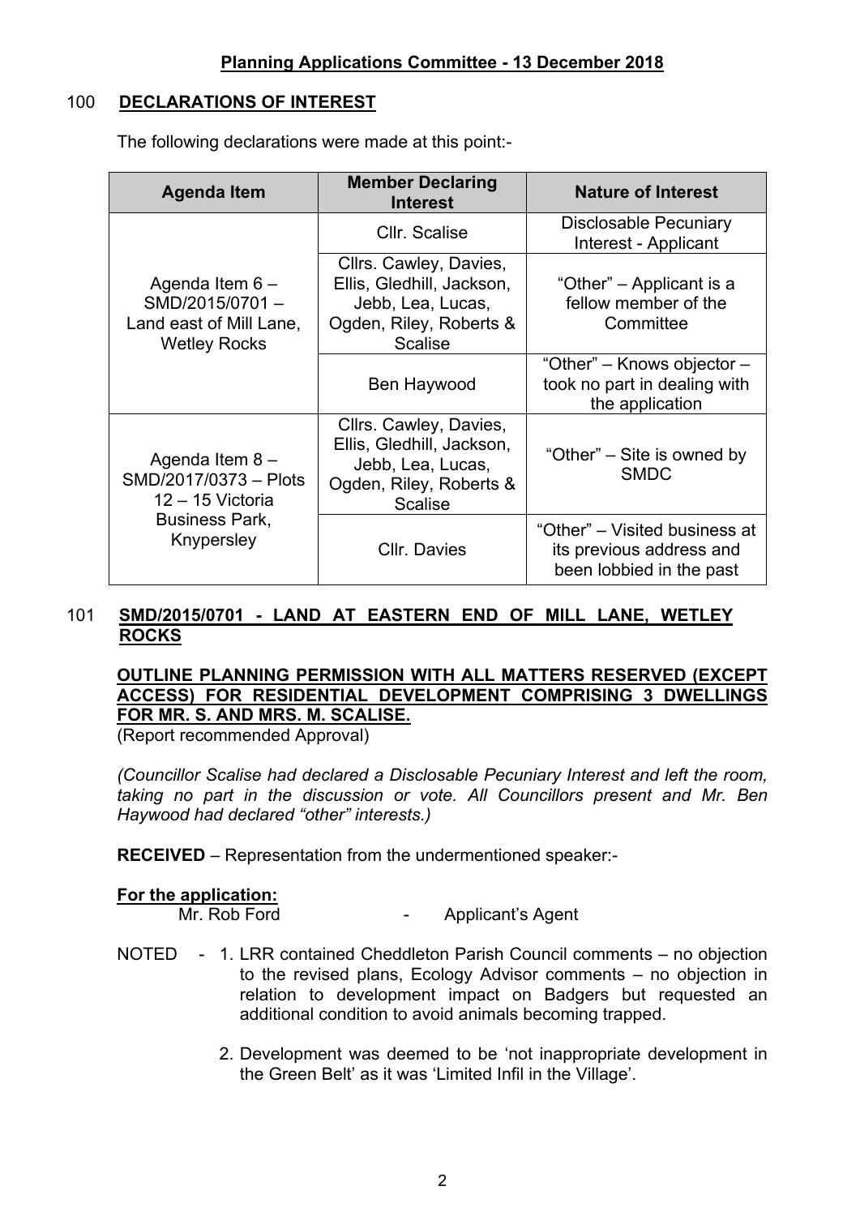## Planning Applications Committee - 13 December 2018

### 100 DECLARATIONS OF INTEREST

The following declarations were made at this point:-

| Agenda Item | Member Declaring Interest | Nature of Interest |
|---|---|---|
| Agenda Item 6 – SMD/2015/0701 – Land east of Mill Lane, Wetley Rocks | Cllr. Scalise | Disclosable Pecuniary Interest - Applicant |
| | Cllrs. Cawley, Davies, Ellis, Gledhill, Jackson, Jebb, Lea, Lucas, Ogden, Riley, Roberts & Scalise | "Other" – Applicant is a fellow member of the Committee |
| | Ben Haywood | "Other" – Knows objector – took no part in dealing with the application |
| Agenda Item 8 – SMD/2017/0373 – Plots 12 – 15 Victoria Business Park, Knypersley | Cllrs. Cawley, Davies, Ellis, Gledhill, Jackson, Jebb, Lea, Lucas, Ogden, Riley, Roberts & Scalise | "Other" – Site is owned by SMDC |
| | Cllr. Davies | "Other" – Visited business at its previous address and been lobbied in the past |

### 101 SMD/2015/0701 - LAND AT EASTERN END OF MILL LANE, WETLEY ROCKS

**OUTLINE PLANNING PERMISSION WITH ALL MATTERS RESERVED (EXCEPT ACCESS) FOR RESIDENTIAL DEVELOPMENT COMPRISING 3 DWELLINGS FOR MR. S. AND MRS. M. SCALISE.**
(Report recommended Approval)

*(Councillor Scalise had declared a Disclosable Pecuniary Interest and left the room, taking no part in the discussion or vote. All Councillors present and Mr. Ben Haywood had declared "other" interests.)*

**RECEIVED** – Representation from the undermentioned speaker:-

**For the application:**
Mr. Rob Ford - Applicant's Agent

NOTED -

1. LRR contained Cheddleton Parish Council comments – no objection to the revised plans, Ecology Advisor comments – no objection in relation to development impact on Badgers but requested an additional condition to avoid animals becoming trapped.

2. Development was deemed to be 'not inappropriate development in the Green Belt' as it was 'Limited Infil in the Village'.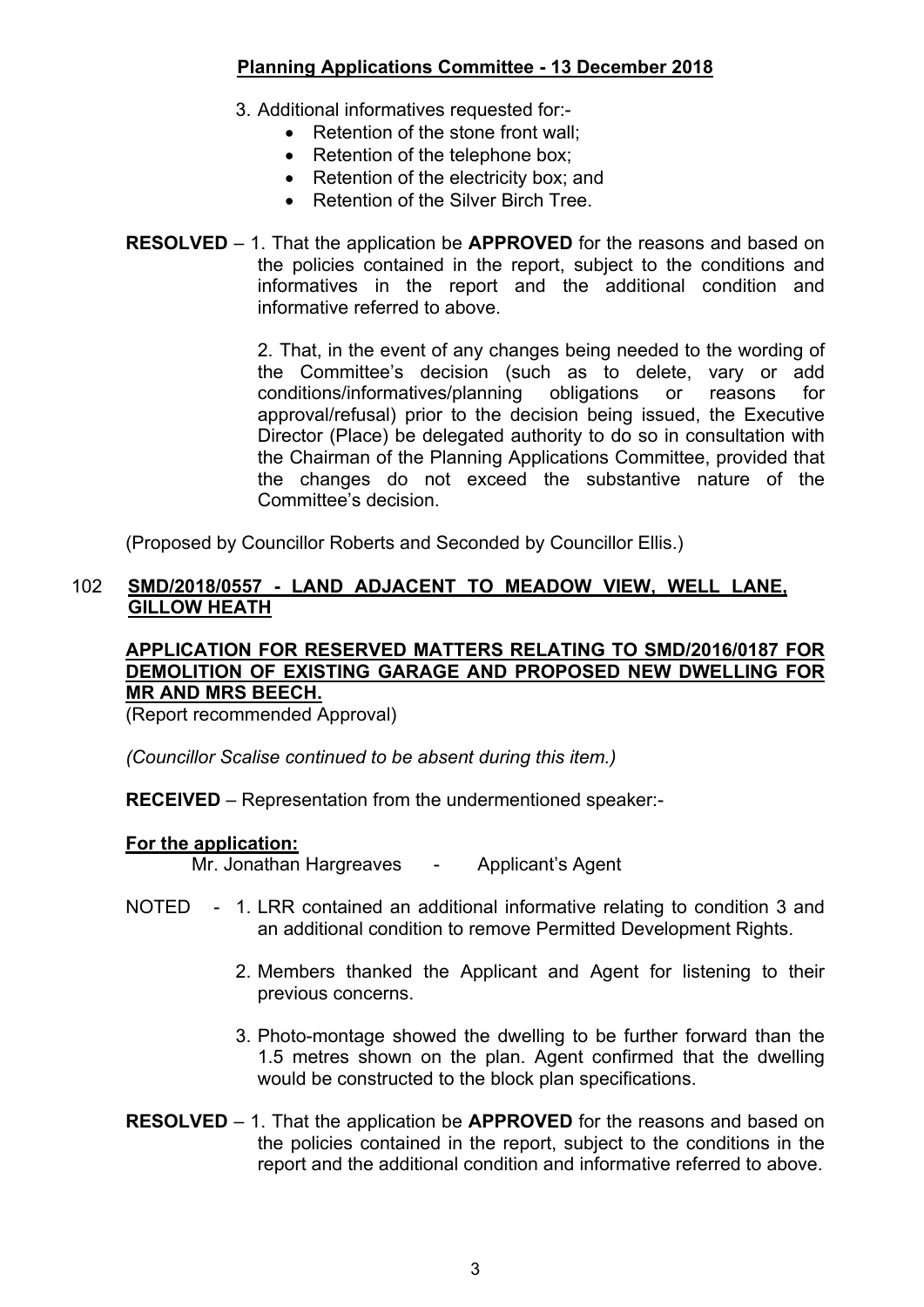3. Additional informatives requested for:-
    - Retention of the stone front wall;
    - Retention of the telephone box;
    - Retention of the electricity box; and
    - Retention of the Silver Birch Tree.

**RESOLVED** – 1. That the application be **APPROVED** for the reasons and based on the policies contained in the report, subject to the conditions and informatives in the report and the additional condition and informative referred to above.

2. That, in the event of any changes being needed to the wording of the Committee's decision (such as to delete, vary or add conditions/informatives/planning obligations or reasons for approval/refusal) prior to the decision being issued, the Executive Director (Place) be delegated authority to do so in consultation with the Chairman of the Planning Applications Committee, provided that the changes do not exceed the substantive nature of the Committee's decision.

(Proposed by Councillor Roberts and Seconded by Councillor Ellis.)

## 102 SMD/2018/0557 - LAND ADJACENT TO MEADOW VIEW, WELL LANE, GILLOW HEATH

**APPLICATION FOR RESERVED MATTERS RELATING TO SMD/2016/0187 FOR DEMOLITION OF EXISTING GARAGE AND PROPOSED NEW DWELLING FOR MR AND MRS BEECH.**

(Report recommended Approval)

*(Councillor Scalise continued to be absent during this item.)*

**RECEIVED** – Representation from the undermentioned speaker:-

**For the application:**

Mr. Jonathan Hargreaves - Applicant's Agent

NOTED - 1. LRR contained an additional informative relating to condition 3 and an additional condition to remove Permitted Development Rights.

2. Members thanked the Applicant and Agent for listening to their previous concerns.

3. Photo-montage showed the dwelling to be further forward than the 1.5 metres shown on the plan. Agent confirmed that the dwelling would be constructed to the block plan specifications.

**RESOLVED** – 1. That the application be **APPROVED** for the reasons and based on the policies contained in the report, subject to the conditions in the report and the additional condition and informative referred to above.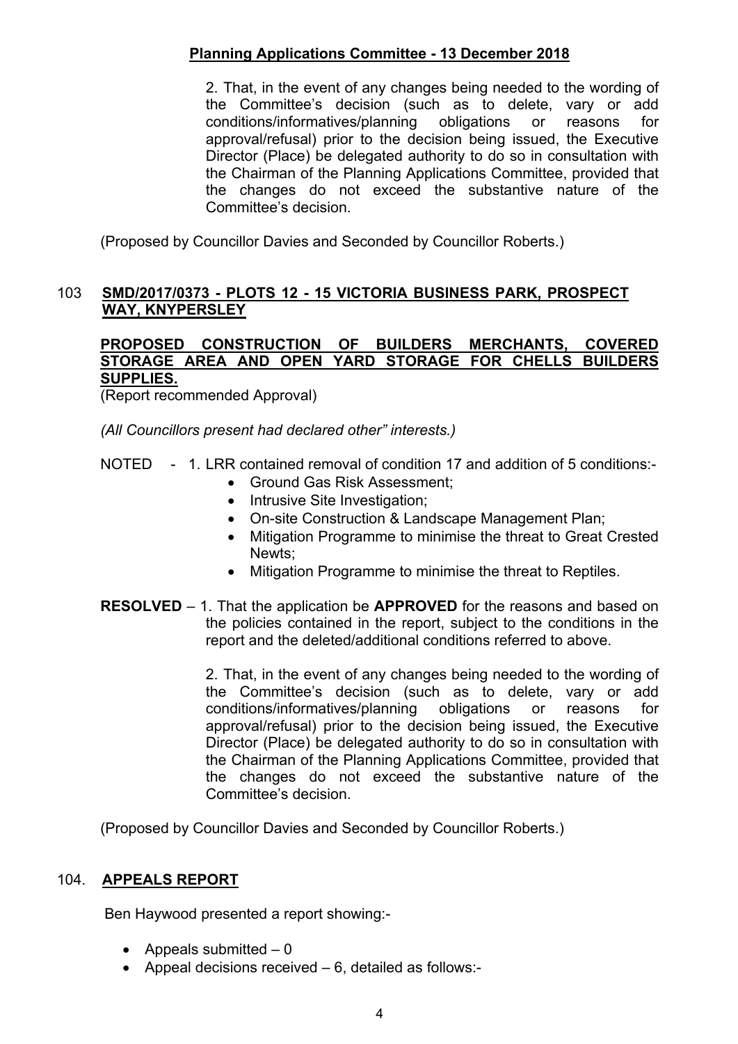2. That, in the event of any changes being needed to the wording of the Committee's decision (such as to delete, vary or add conditions/informatives/planning obligations or reasons for approval/refusal) prior to the decision being issued, the Executive Director (Place) be delegated authority to do so in consultation with the Chairman of the Planning Applications Committee, provided that the changes do not exceed the substantive nature of the Committee's decision.

(Proposed by Councillor Davies and Seconded by Councillor Roberts.)

## 103 SMD/2017/0373 - PLOTS 12 - 15 VICTORIA BUSINESS PARK, PROSPECT WAY, KNYPERSLEY

**PROPOSED CONSTRUCTION OF BUILDERS MERCHANTS, COVERED STORAGE AREA AND OPEN YARD STORAGE FOR CHELLS BUILDERS SUPPLIES.**

(Report recommended Approval)

*(All Councillors present had declared other" interests.)*

NOTED - 1. LRR contained removal of condition 17 and addition of 5 conditions:-

- Ground Gas Risk Assessment;
- Intrusive Site Investigation;
- On-site Construction & Landscape Management Plan;
- Mitigation Programme to minimise the threat to Great Crested Newts;
- Mitigation Programme to minimise the threat to Reptiles.

**RESOLVED** – 1. That the application be **APPROVED** for the reasons and based on the policies contained in the report, subject to the conditions in the report and the deleted/additional conditions referred to above.

2. That, in the event of any changes being needed to the wording of the Committee's decision (such as to delete, vary or add conditions/informatives/planning obligations or reasons for approval/refusal) prior to the decision being issued, the Executive Director (Place) be delegated authority to do so in consultation with the Chairman of the Planning Applications Committee, provided that the changes do not exceed the substantive nature of the Committee's decision.

(Proposed by Councillor Davies and Seconded by Councillor Roberts.)

## 104. APPEALS REPORT

Ben Haywood presented a report showing:-

- Appeals submitted – 0
- Appeal decisions received – 6, detailed as follows:-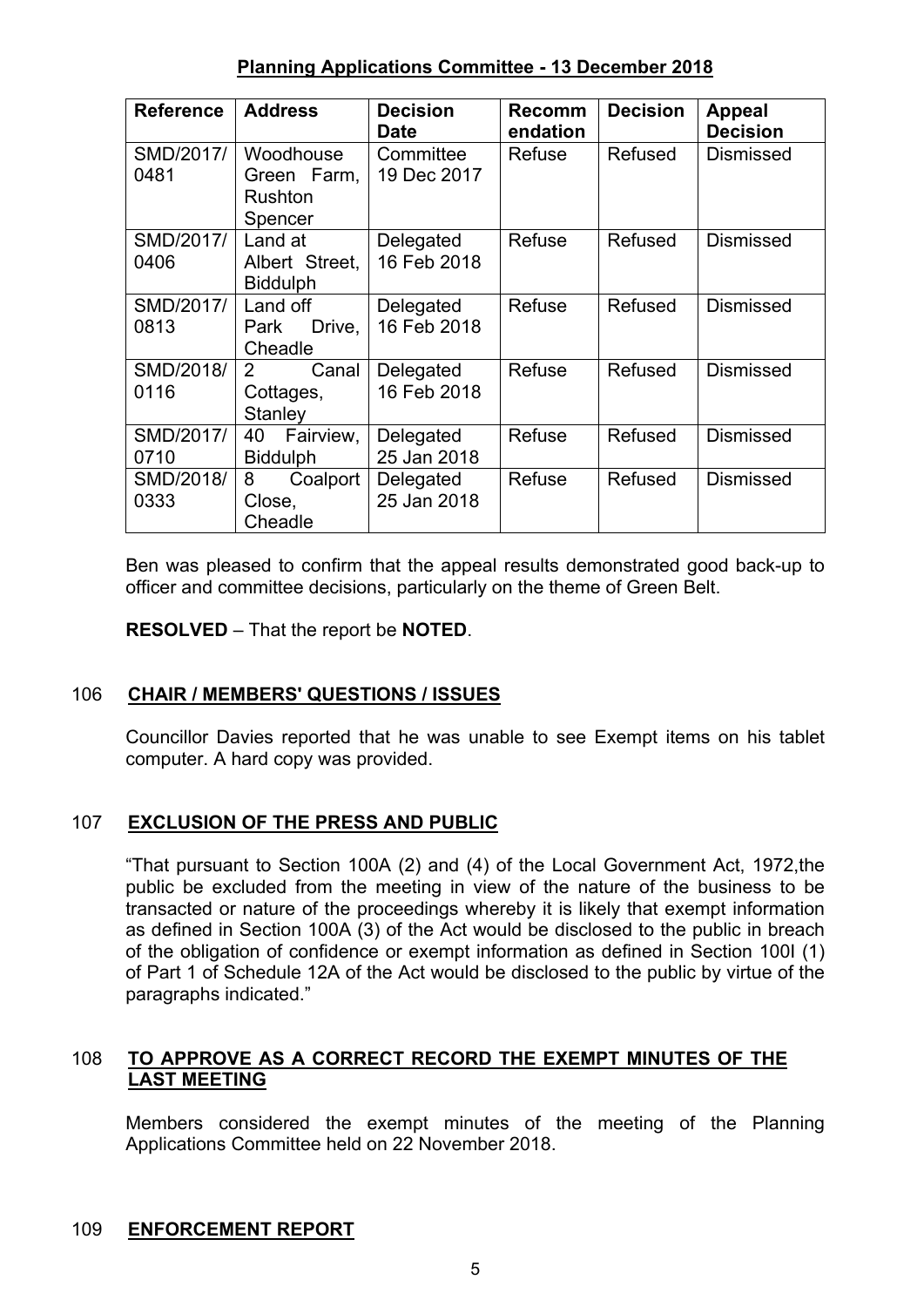**Planning Applications Committee - 13 December 2018**

| Reference | Address | Decision Date | Recommendation | Decision | Appeal Decision |
|---|---|---|---|---|---|
| SMD/2017/0481 | Woodhouse Green Farm, Rushton Spencer | Committee 19 Dec 2017 | Refuse | Refused | Dismissed |
| SMD/2017/0406 | Land at Albert Street, Biddulph | Delegated 16 Feb 2018 | Refuse | Refused | Dismissed |
| SMD/2017/0813 | Land off Park Drive, Cheadle | Delegated 16 Feb 2018 | Refuse | Refused | Dismissed |
| SMD/2018/0116 | 2 Canal Cottages, Stanley | Delegated 16 Feb 2018 | Refuse | Refused | Dismissed |
| SMD/2017/0710 | 40 Fairview, Biddulph | Delegated 25 Jan 2018 | Refuse | Refused | Dismissed |
| SMD/2018/0333 | 8 Coalport Close, Cheadle | Delegated 25 Jan 2018 | Refuse | Refused | Dismissed |

Ben was pleased to confirm that the appeal results demonstrated good back-up to officer and committee decisions, particularly on the theme of Green Belt.

**RESOLVED** – That the report be **NOTED**.

## 106 CHAIR / MEMBERS' QUESTIONS / ISSUES

Councillor Davies reported that he was unable to see Exempt items on his tablet computer. A hard copy was provided.

## 107 EXCLUSION OF THE PRESS AND PUBLIC

"That pursuant to Section 100A (2) and (4) of the Local Government Act, 1972,the public be excluded from the meeting in view of the nature of the business to be transacted or nature of the proceedings whereby it is likely that exempt information as defined in Section 100A (3) of the Act would be disclosed to the public in breach of the obligation of confidence or exempt information as defined in Section 100I (1) of Part 1 of Schedule 12A of the Act would be disclosed to the public by virtue of the paragraphs indicated."

## 108 TO APPROVE AS A CORRECT RECORD THE EXEMPT MINUTES OF THE LAST MEETING

Members considered the exempt minutes of the meeting of the Planning Applications Committee held on 22 November 2018.

## 109 ENFORCEMENT REPORT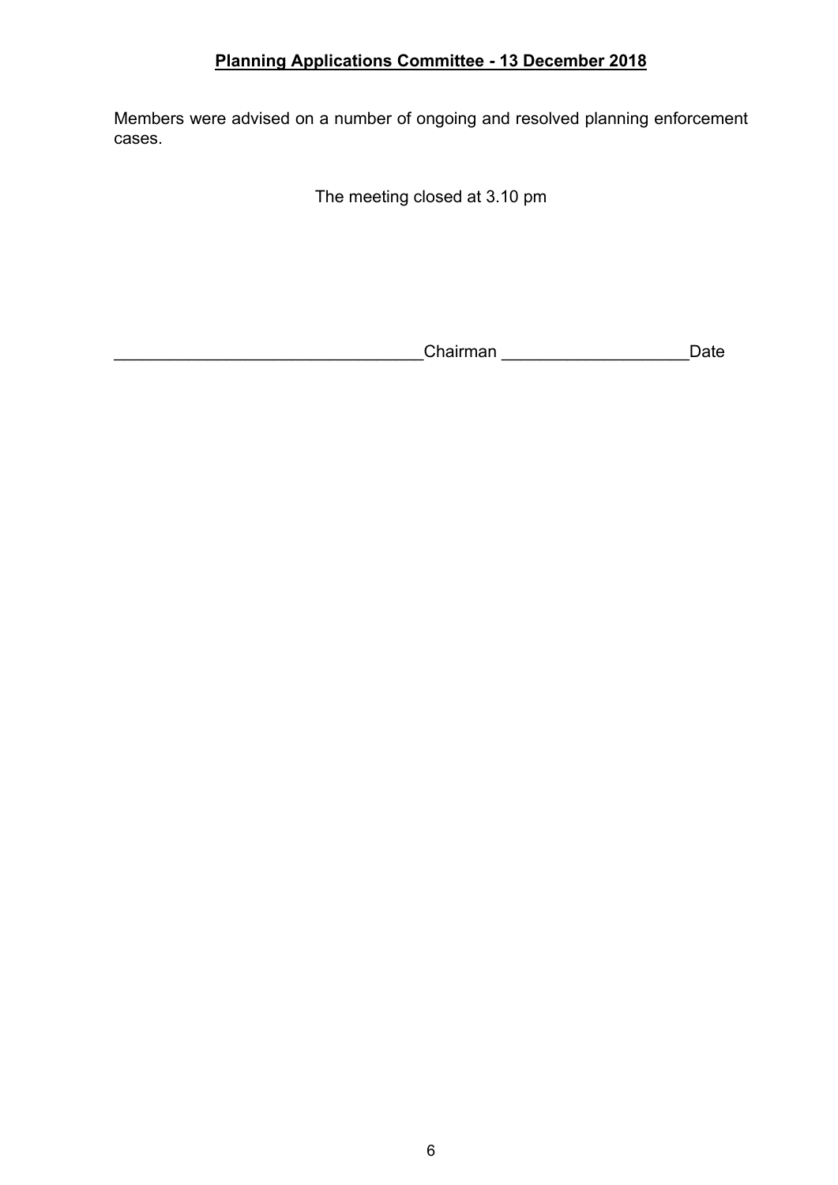Members were advised on a number of ongoing and resolved planning enforcement cases.

The meeting closed at 3.10 pm

________________________________Chairman ___________________Date